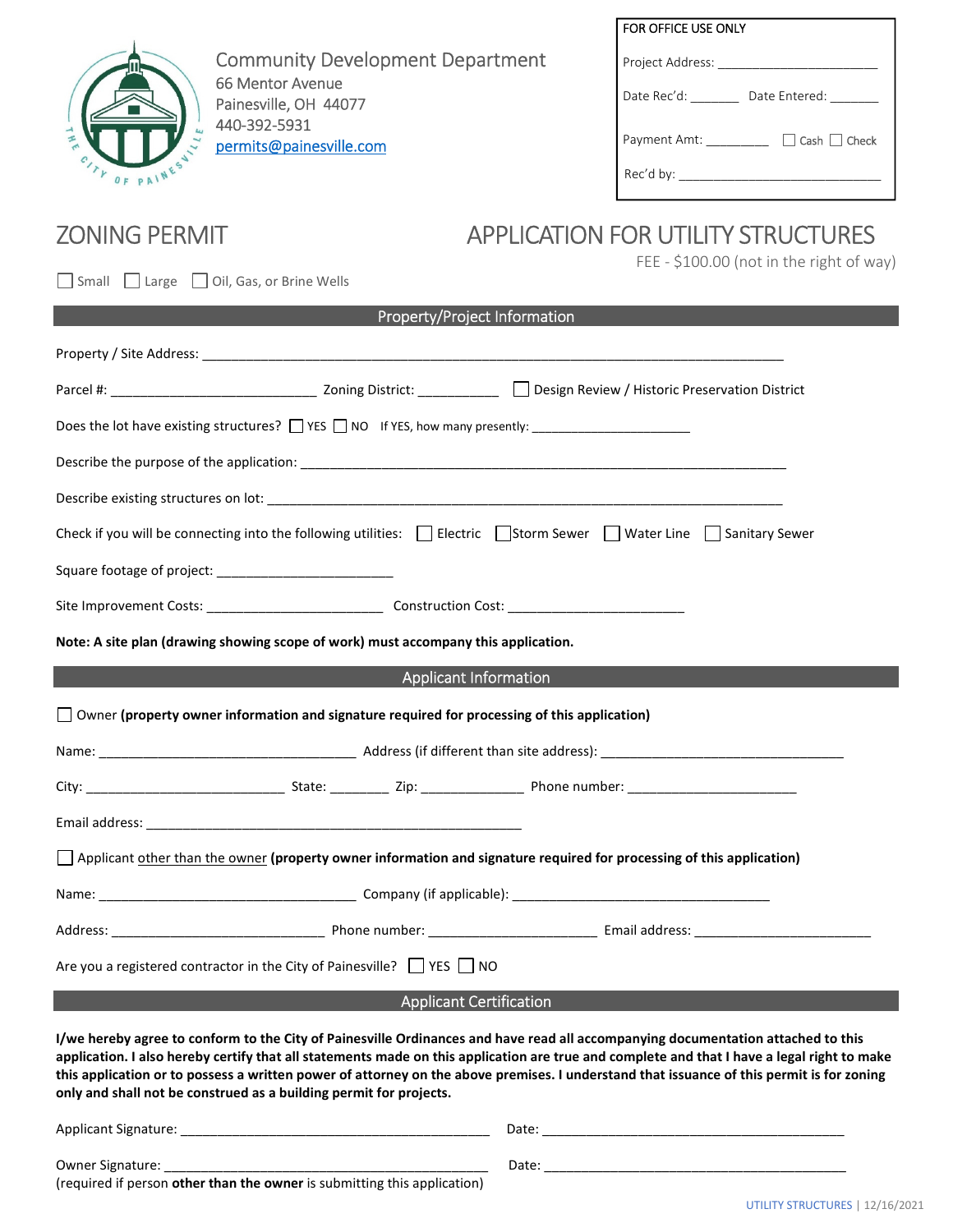Community Development Department
66 Mentor Avenue
Painesville, OH 44077
440-392-5931
permits@painesville.com

| FOR OFFICE USE ONLY | |
|---|---|
| Project Address: ______________________ | |
| Date Rec'd: _______ | Date Entered: _______ |
| Payment Amt: _________ | ☐ Cash ☐ Check |
| Rec'd by: ____________________________ | |

# ZONING PERMIT

# APPLICATION FOR UTILITY STRUCTURES

FEE - $100.00 (not in the right of way)

☐ Small ☐ Large ☐ Oil, Gas, or Brine Wells

## Property/Project Information

Property / Site Address: ___________________________________________________________________________

Parcel #: ___________________________ Zoning District: ___________ ☐ Design Review / Historic Preservation District

Does the lot have existing structures? ☐ YES ☐ NO If YES, how many presently: ______________________

Describe the purpose of the application: _________________________________________________________________

Describe existing structures on lot: _____________________________________________________________________

Check if you will be connecting into the following utilities: ☐ Electric ☐ Storm Sewer ☐ Water Line ☐ Sanitary Sewer

Square footage of project: _______________________

Site Improvement Costs: _______________________ Construction Cost: _______________________

**Note: A site plan (drawing showing scope of work) must accompany this application.**

## Applicant Information

☐ Owner **(property owner information and signature required for processing of this application)**

Name: __________________________________ Address (if different than site address): ________________________________

City: __________________________ State: ________ Zip: _____________ Phone number: ______________________

Email address: __________________________________________________

☐ Applicant <u>other than the owner</u> **(property owner information and signature required for processing of this application)**

Name: __________________________________ Company (if applicable): __________________________________

Address: ____________________________ Phone number: ______________________ Email address: _______________________

Are you a registered contractor in the City of Painesville? ☐ YES ☐ NO

## Applicant Certification

**I/we hereby agree to conform to the City of Painesville Ordinances and have read all accompanying documentation attached to this application. I also hereby certify that all statements made on this application are true and complete and that I have a legal right to make this application or to possess a written power of attorney on the above premises. I understand that issuance of this permit is for zoning only and shall not be construed as a building permit for projects.**

Applicant Signature: __________________________________________ Date: __________________________________________

Owner Signature: ____________________________________________ Date: __________________________________________
(required if person **other than the owner** is submitting this application)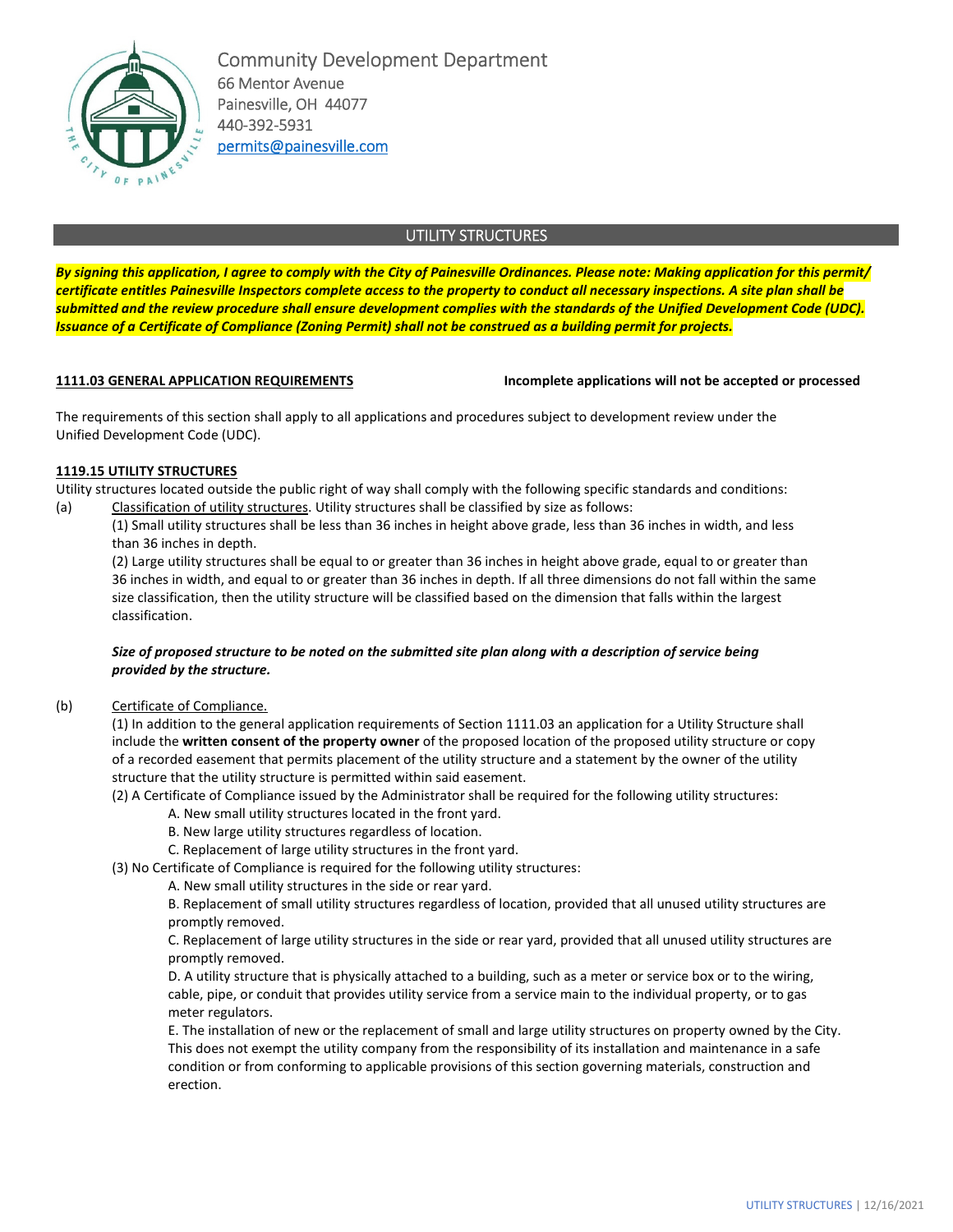Community Development Department
66 Mentor Avenue
Painesville, OH 44077
440-392-5931
permits@painesville.com

## UTILITY STRUCTURES

***By signing this application, I agree to comply with the City of Painesville Ordinances. Please note: Making application for this permit/ certificate entitles Painesville Inspectors complete access to the property to conduct all necessary inspections. A site plan shall be submitted and the review procedure shall ensure development complies with the standards of the Unified Development Code (UDC). Issuance of a Certificate of Compliance (Zoning Permit) shall not be construed as a building permit for projects.***

**1111.03 GENERAL APPLICATION REQUIREMENTS** **Incomplete applications will not be accepted or processed**

The requirements of this section shall apply to all applications and procedures subject to development review under the Unified Development Code (UDC).

**1119.15 UTILITY STRUCTURES**

Utility structures located outside the public right of way shall comply with the following specific standards and conditions:

(a) Classification of utility structures. Utility structures shall be classified by size as follows:

(1) Small utility structures shall be less than 36 inches in height above grade, less than 36 inches in width, and less than 36 inches in depth.

(2) Large utility structures shall be equal to or greater than 36 inches in height above grade, equal to or greater than 36 inches in width, and equal to or greater than 36 inches in depth. If all three dimensions do not fall within the same size classification, then the utility structure will be classified based on the dimension that falls within the largest classification.

***Size of proposed structure to be noted on the submitted site plan along with a description of service being provided by the structure.***

(b) Certificate of Compliance.

(1) In addition to the general application requirements of Section 1111.03 an application for a Utility Structure shall include the **written consent of the property owner** of the proposed location of the proposed utility structure or copy of a recorded easement that permits placement of the utility structure and a statement by the owner of the utility structure that the utility structure is permitted within said easement.

(2) A Certificate of Compliance issued by the Administrator shall be required for the following utility structures:

A. New small utility structures located in the front yard.

B. New large utility structures regardless of location.

C. Replacement of large utility structures in the front yard.

(3) No Certificate of Compliance is required for the following utility structures:

A. New small utility structures in the side or rear yard.

B. Replacement of small utility structures regardless of location, provided that all unused utility structures are promptly removed.

C. Replacement of large utility structures in the side or rear yard, provided that all unused utility structures are promptly removed.

D. A utility structure that is physically attached to a building, such as a meter or service box or to the wiring, cable, pipe, or conduit that provides utility service from a service main to the individual property, or to gas meter regulators.

E. The installation of new or the replacement of small and large utility structures on property owned by the City. This does not exempt the utility company from the responsibility of its installation and maintenance in a safe condition or from conforming to applicable provisions of this section governing materials, construction and erection.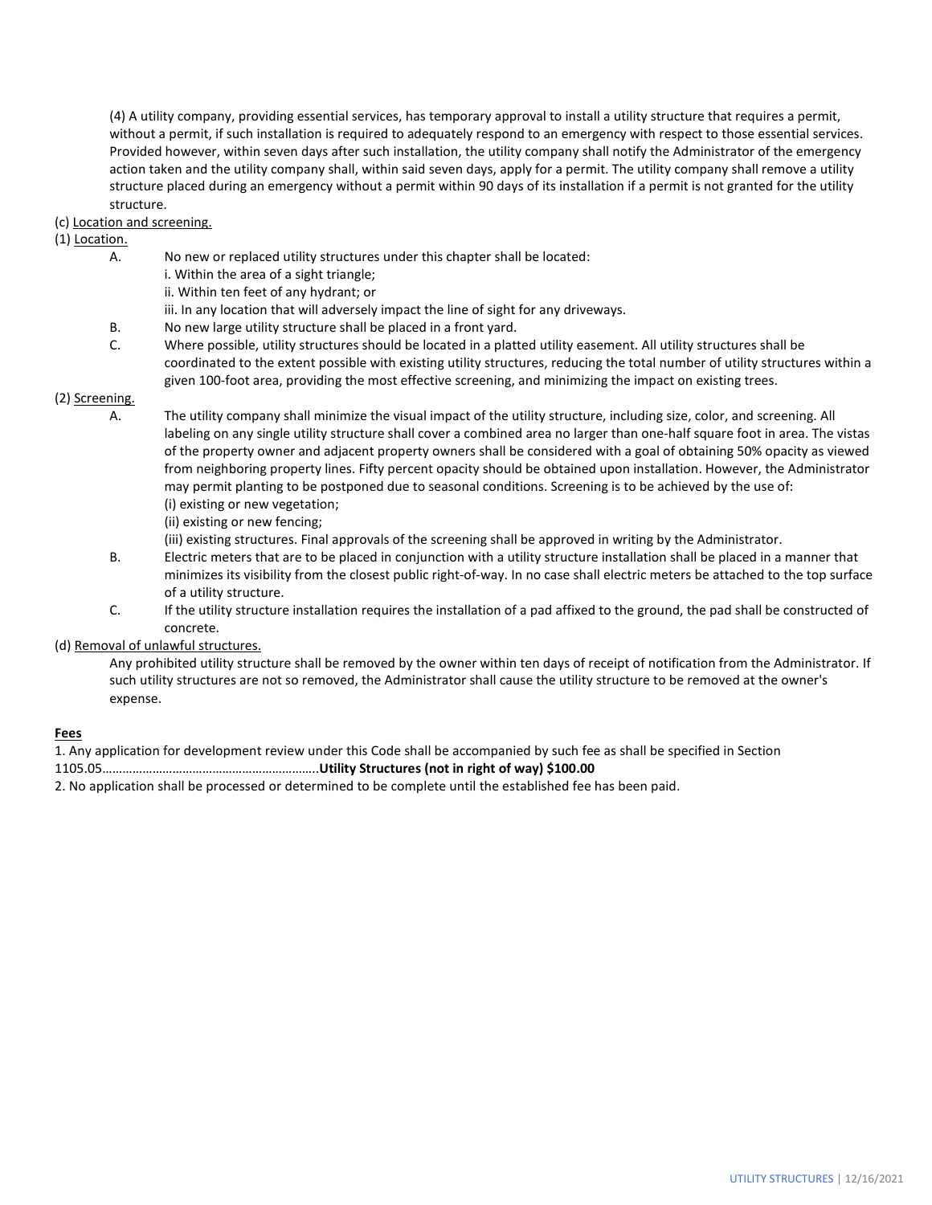(4) A utility company, providing essential services, has temporary approval to install a utility structure that requires a permit, without a permit, if such installation is required to adequately respond to an emergency with respect to those essential services. Provided however, within seven days after such installation, the utility company shall notify the Administrator of the emergency action taken and the utility company shall, within said seven days, apply for a permit. The utility company shall remove a utility structure placed during an emergency without a permit within 90 days of its installation if a permit is not granted for the utility structure.

(c) Location and screening.

(1) Location.

A. No new or replaced utility structures under this chapter shall be located:

i. Within the area of a sight triangle;

ii. Within ten feet of any hydrant; or

iii. In any location that will adversely impact the line of sight for any driveways.

B. No new large utility structure shall be placed in a front yard.

C. Where possible, utility structures should be located in a platted utility easement. All utility structures shall be coordinated to the extent possible with existing utility structures, reducing the total number of utility structures within a given 100-foot area, providing the most effective screening, and minimizing the impact on existing trees.

(2) Screening.

A. The utility company shall minimize the visual impact of the utility structure, including size, color, and screening. All labeling on any single utility structure shall cover a combined area no larger than one-half square foot in area. The vistas of the property owner and adjacent property owners shall be considered with a goal of obtaining 50% opacity as viewed from neighboring property lines. Fifty percent opacity should be obtained upon installation. However, the Administrator may permit planting to be postponed due to seasonal conditions. Screening is to be achieved by the use of:

(i) existing or new vegetation;

(ii) existing or new fencing;

(iii) existing structures. Final approvals of the screening shall be approved in writing by the Administrator.

B. Electric meters that are to be placed in conjunction with a utility structure installation shall be placed in a manner that minimizes its visibility from the closest public right-of-way. In no case shall electric meters be attached to the top surface of a utility structure.

C. If the utility structure installation requires the installation of a pad affixed to the ground, the pad shall be constructed of concrete.

(d) Removal of unlawful structures.

Any prohibited utility structure shall be removed by the owner within ten days of receipt of notification from the Administrator. If such utility structures are not so removed, the Administrator shall cause the utility structure to be removed at the owner's expense.

**Fees**

1. Any application for development review under this Code shall be accompanied by such fee as shall be specified in Section 1105.05………………………………………………………..**Utility Structures (not in right of way) $100.00**

2. No application shall be processed or determined to be complete until the established fee has been paid.